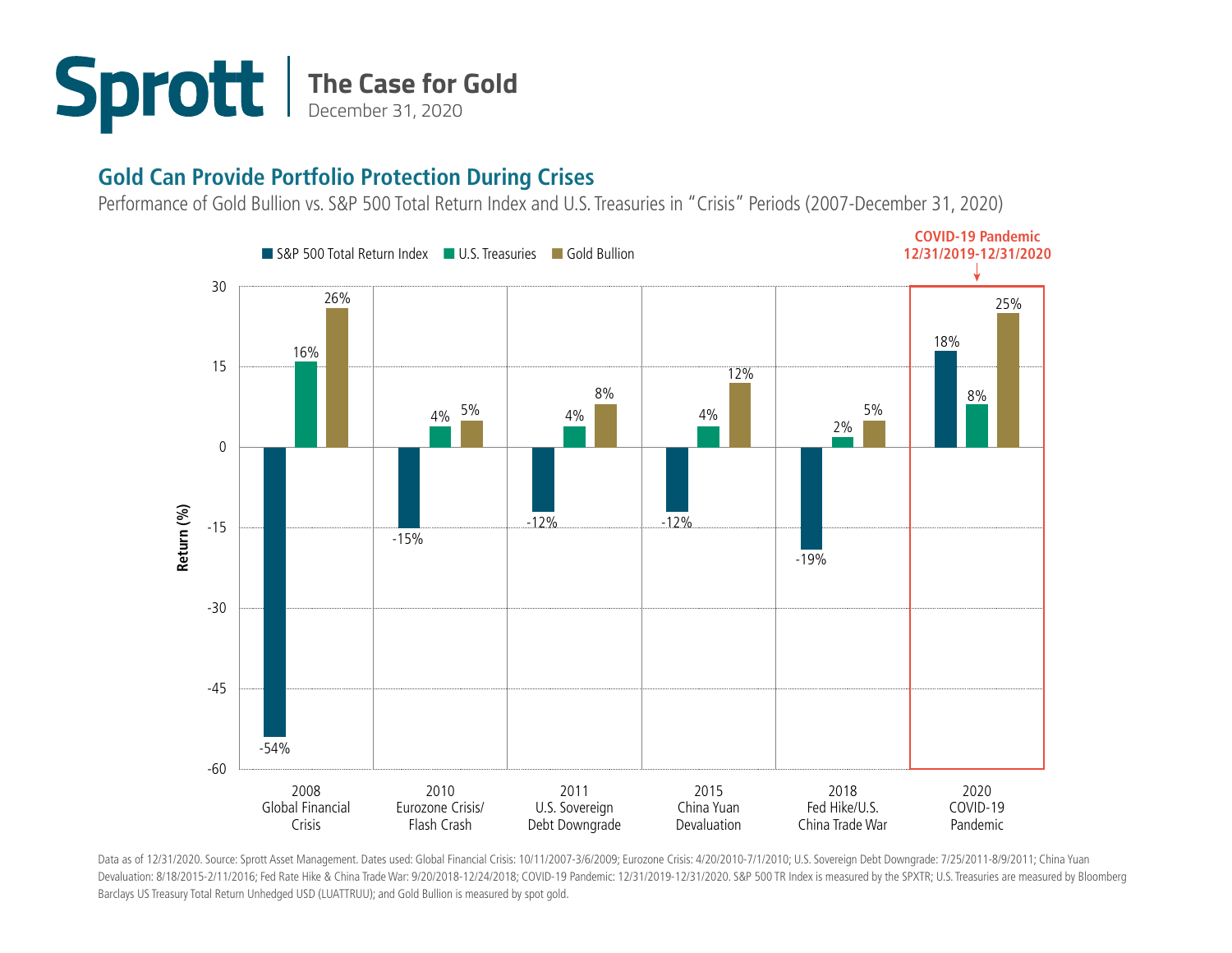# Sprott | The Case for Gold

December 31, 2020

## Gold Can Provide Portfolio Protection During Crises

Performance of Gold Bullion vs. S&P 500 Total Return Index and U.S. Treasuries in "Crisis" Periods (2007-December 31, 2020)

| Crisis | S&P 500 Total Return Index | U.S. Treasuries | Gold Bullion |
|---|---|---|---|
| 2008 Global Financial Crisis | -54% | 16% | 26% |
| 2010 Eurozone Crisis/ Flash Crash | -15% | 4% | 5% |
| 2011 U.S. Sovereign Debt Downgrade | -12% | 4% | 8% |
| 2015 China Yuan Devaluation | -12% | 4% | 12% |
| 2018 Fed Hike/U.S. China Trade War | -19% | 2% | 5% |
| 2020 COVID-19 Pandemic | 18% | 8% | 25% |

**COVID-19 Pandemic 12/31/2019-12/31/2020**

Data as of 12/31/2020. Source: Sprott Asset Management. Dates used: Global Financial Crisis: 10/11/2007-3/6/2009; Eurozone Crisis: 4/20/2010-7/1/2010; U.S. Sovereign Debt Downgrade: 7/25/2011-8/9/2011; China Yuan Devaluation: 8/18/2015-2/11/2016; Fed Rate Hike & China Trade War: 9/20/2018-12/24/2018; COVID-19 Pandemic: 12/31/2019-12/31/2020. S&P 500 TR Index is measured by the SPXTR; U.S. Treasuries are measured by Bloomberg Barclays US Treasury Total Return Unhedged USD (LUATTRUU); and Gold Bullion is measured by spot gold.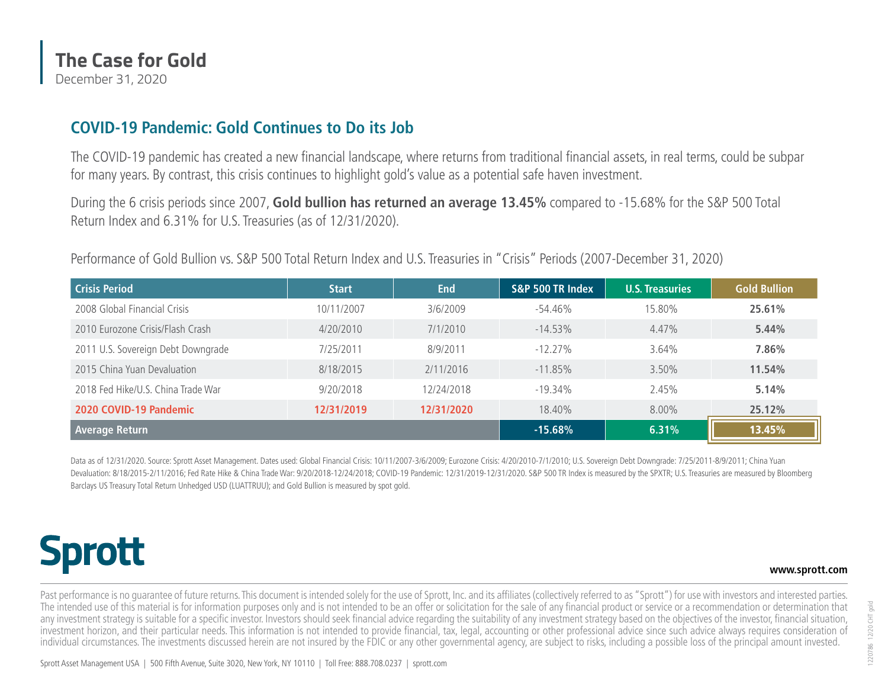# The Case for Gold

December 31, 2020

## COVID-19 Pandemic: Gold Continues to Do its Job

The COVID-19 pandemic has created a new financial landscape, where returns from traditional financial assets, in real terms, could be subpar for many years. By contrast, this crisis continues to highlight gold's value as a potential safe haven investment.

During the 6 crisis periods since 2007, **Gold bullion has returned an average 13.45%** compared to -15.68% for the S&P 500 Total Return Index and 6.31% for U.S. Treasuries (as of 12/31/2020).

Performance of Gold Bullion vs. S&P 500 Total Return Index and U.S. Treasuries in "Crisis" Periods (2007-December 31, 2020)

| Crisis Period | Start | End | S&P 500 TR Index | U.S. Treasuries | Gold Bullion |
|---|---|---|---|---|---|
| 2008 Global Financial Crisis | 10/11/2007 | 3/6/2009 | -54.46% | 15.80% | **25.61%** |
| 2010 Eurozone Crisis/Flash Crash | 4/20/2010 | 7/1/2010 | -14.53% | 4.47% | **5.44%** |
| 2011 U.S. Sovereign Debt Downgrade | 7/25/2011 | 8/9/2011 | -12.27% | 3.64% | **7.86%** |
| 2015 China Yuan Devaluation | 8/18/2015 | 2/11/2016 | -11.85% | 3.50% | **11.54%** |
| 2018 Fed Hike/U.S. China Trade War | 9/20/2018 | 12/24/2018 | -19.34% | 2.45% | **5.14%** |
| **2020 COVID-19 Pandemic** | **12/31/2019** | **12/31/2020** | 18.40% | 8.00% | **25.12%** |
| **Average Return** | | | **-15.68%** | **6.31%** | **13.45%** |

Data as of 12/31/2020. Source: Sprott Asset Management. Dates used: Global Financial Crisis: 10/11/2007-3/6/2009; Eurozone Crisis: 4/20/2010-7/1/2010; U.S. Sovereign Debt Downgrade: 7/25/2011-8/9/2011; China Yuan Devaluation: 8/18/2015-2/11/2016; Fed Rate Hike & China Trade War: 9/20/2018-12/24/2018; COVID-19 Pandemic: 12/31/2019-12/31/2020. S&P 500 TR Index is measured by the SPXTR; U.S. Treasuries are measured by Bloomberg Barclays US Treasury Total Return Unhedged USD (LUATTRUU); and Gold Bullion is measured by spot gold.

Sprott

**www.sprott.com**

Past performance is no guarantee of future returns. This document is intended solely for the use of Sprott, Inc. and its affiliates (collectively referred to as "Sprott") for use with investors and interested parties. The intended use of this material is for information purposes only and is not intended to be an offer or solicitation for the sale of any financial product or service or a recommendation or determination that any investment strategy is suitable for a specific investor. Investors should seek financial advice regarding the suitability of any investment strategy based on the objectives of the investor, financial situation, investment horizon, and their particular needs. This information is not intended to provide financial, tax, legal, accounting or other professional advice since such advice always requires consideration of individual circumstances. The investments discussed herein are not insured by the FDIC or any other governmental agency, are subject to risks, including a possible loss of the principal amount invested.

Sprott Asset Management USA | 500 Fifth Avenue, Suite 3020, New York, NY 10110 | Toll Free: 888.708.0237 | sprott.com

1220786 12/20 CHT gold